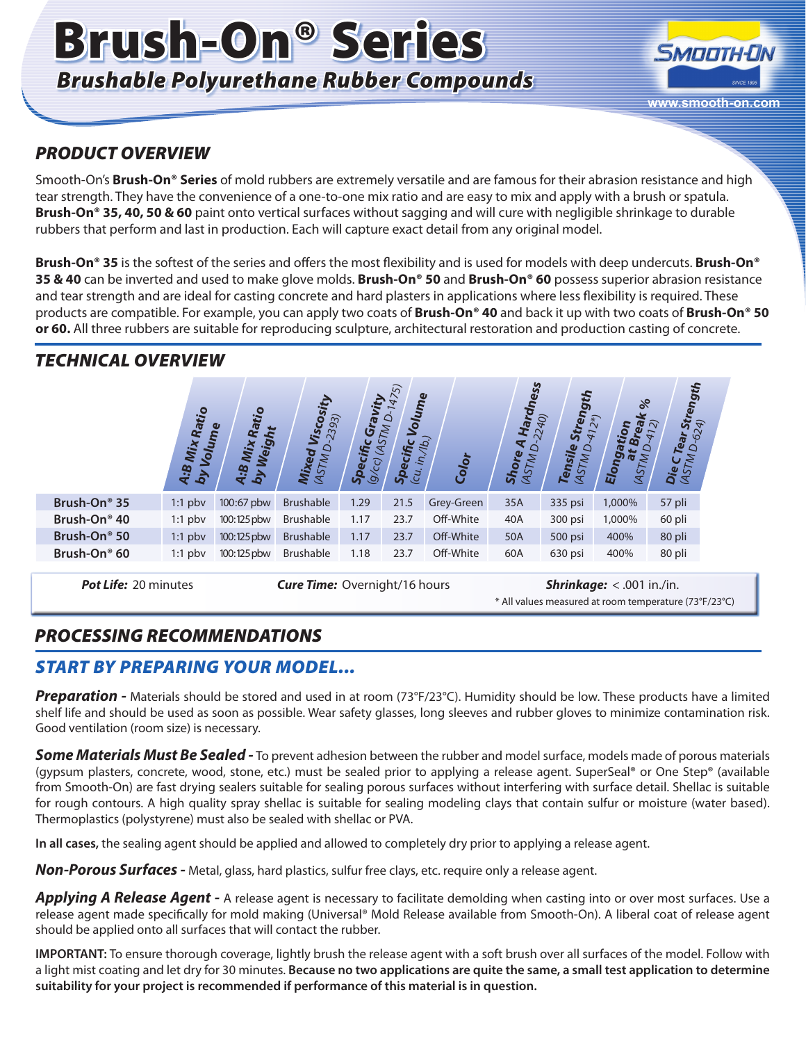# Brush-On® Series

## *Brushable Polyurethane Rubber Compounds*

www.smooth-on.com

## *PRODUCT OVERVIEW*

Smooth-On's **Brush-On® Series** of mold rubbers are extremely versatile and are famous for their abrasion resistance and high tear strength. They have the convenience of a one-to-one mix ratio and are easy to mix and apply with a brush or spatula. **Brush-On® 35, 40, 50 & 60** paint onto vertical surfaces without sagging and will cure with negligible shrinkage to durable rubbers that perform and last in production. Each will capture exact detail from any original model.

**Brush-On® 35** is the softest of the series and offers the most flexibility and is used for models with deep undercuts. **Brush-On® 35 & 40** can be inverted and used to make glove molds. **Brush-On® 50** and **Brush-On® 60** possess superior abrasion resistance and tear strength and are ideal for casting concrete and hard plasters in applications where less flexibility is required. These products are compatible. For example, you can apply two coats of **Brush-On® 40** and back it up with two coats of **Brush-On® 50 or 60.** All three rubbers are suitable for reproducing sculpture, architectural restoration and production casting of concrete.

## *TECHNICAL OVERVIEW*

| | A:B Mix Ratio by Volume | A:B Mix Ratio by Weight | Mixed Viscosity (ASTM D-2393) | Specific Gravity (g/cc) (ASTM D-1475) | Specific Volume (cu. in./lb.) | Color | Shore A Hardness (ASTM D-2240) | Tensile Strength (ASTM D-412*) | Elongation at Break % (ASTM D-412) | Die C Tear Strength (ASTM D-624) |
|---|---|---|---|---|---|---|---|---|---|---|
| **Brush-On® 35** | 1:1 pbv | 100:67 pbw | Brushable | 1.29 | 21.5 | Grey-Green | 35A | 335 psi | 1,000% | 57 pli |
| **Brush-On® 40** | 1:1 pbv | 100:125 pbw | Brushable | 1.17 | 23.7 | Off-White | 40A | 300 psi | 1,000% | 60 pli |
| **Brush-On® 50** | 1:1 pbv | 100:125 pbw | Brushable | 1.17 | 23.7 | Off-White | 50A | 500 psi | 400% | 80 pli |
| **Brush-On® 60** | 1:1 pbv | 100:125 pbw | Brushable | 1.18 | 23.7 | Off-White | 60A | 630 psi | 400% | 80 pli |

***Pot Life:*** 20 minutes ***Cure Time:*** Overnight/16 hours ***Shrinkage:*** < .001 in./in.

\* All values measured at room temperature (73°F/23°C)

## *PROCESSING RECOMMENDATIONS*

### *START BY PREPARING YOUR MODEL...*

***Preparation -*** Materials should be stored and used in at room (73°F/23°C). Humidity should be low. These products have a limited shelf life and should be used as soon as possible. Wear safety glasses, long sleeves and rubber gloves to minimize contamination risk. Good ventilation (room size) is necessary.

***Some Materials Must Be Sealed -*** To prevent adhesion between the rubber and model surface, models made of porous materials (gypsum plasters, concrete, wood, stone, etc.) must be sealed prior to applying a release agent. SuperSeal® or One Step® (available from Smooth-On) are fast drying sealers suitable for sealing porous surfaces without interfering with surface detail. Shellac is suitable for rough contours. A high quality spray shellac is suitable for sealing modeling clays that contain sulfur or moisture (water based). Thermoplastics (polystyrene) must also be sealed with shellac or PVA.

**In all cases,** the sealing agent should be applied and allowed to completely dry prior to applying a release agent.

***Non-Porous Surfaces -*** Metal, glass, hard plastics, sulfur free clays, etc. require only a release agent.

***Applying A Release Agent -*** A release agent is necessary to facilitate demolding when casting into or over most surfaces. Use a release agent made specifically for mold making (Universal® Mold Release available from Smooth-On). A liberal coat of release agent should be applied onto all surfaces that will contact the rubber.

**IMPORTANT:** To ensure thorough coverage, lightly brush the release agent with a soft brush over all surfaces of the model. Follow with a light mist coating and let dry for 30 minutes. **Because no two applications are quite the same, a small test application to determine suitability for your project is recommended if performance of this material is in question.**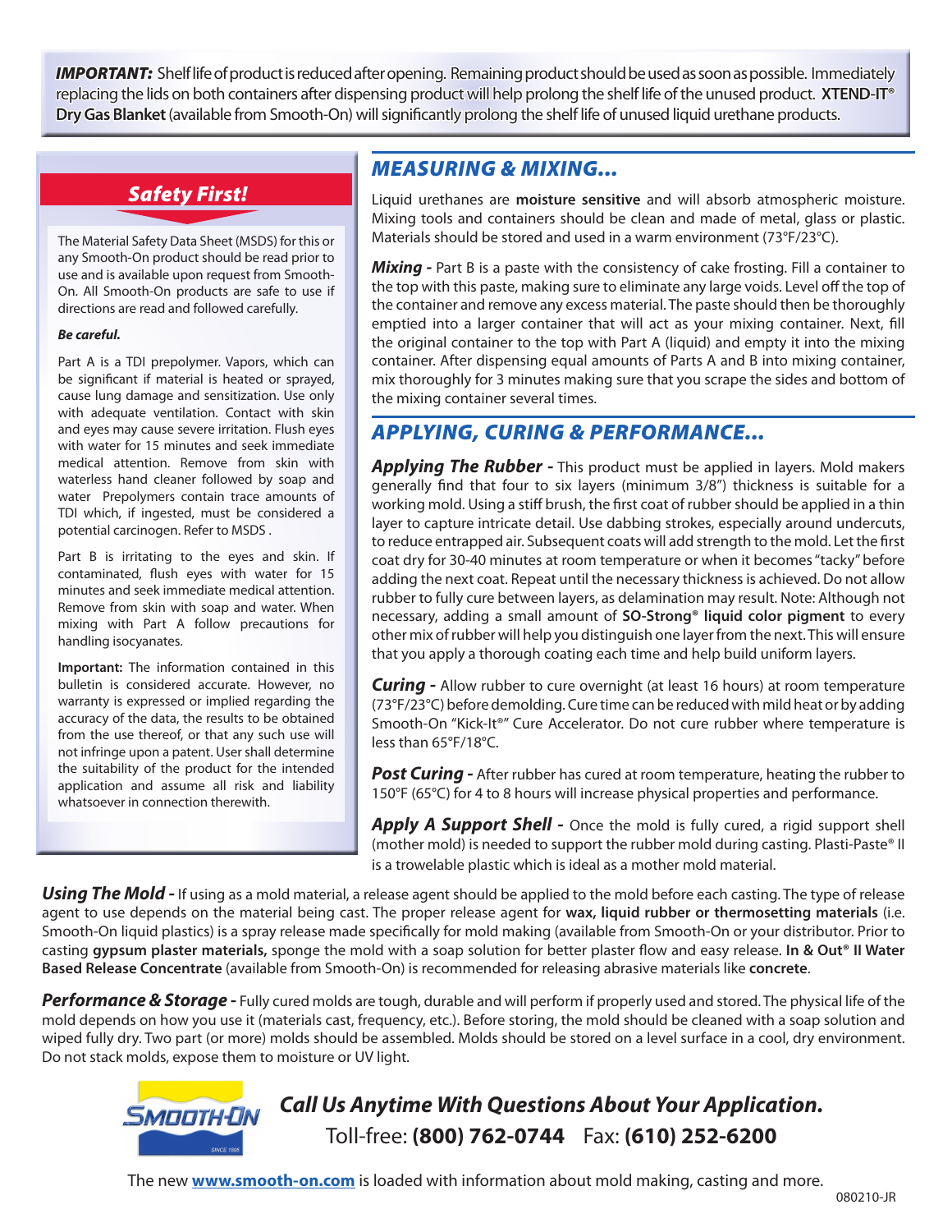***IMPORTANT:*** Shelf life of product is reduced after opening. Remaining product should be used as soon as possible. Immediately replacing the lids on both containers after dispensing product will help prolong the shelf life of the unused product. **XTEND-IT® Dry Gas Blanket** (available from Smooth-On) will significantly prolong the shelf life of unused liquid urethane products.

## *Safety First!*

The Material Safety Data Sheet (MSDS) for this or any Smooth-On product should be read prior to use and is available upon request from Smooth-On. All Smooth-On products are safe to use if directions are read and followed carefully.

***Be careful.***

Part A is a TDI prepolymer. Vapors, which can be significant if material is heated or sprayed, cause lung damage and sensitization. Use only with adequate ventilation. Contact with skin and eyes may cause severe irritation. Flush eyes with water for 15 minutes and seek immediate medical attention. Remove from skin with waterless hand cleaner followed by soap and water Prepolymers contain trace amounts of TDI which, if ingested, must be considered a potential carcinogen. Refer to MSDS .

Part B is irritating to the eyes and skin. If contaminated, flush eyes with water for 15 minutes and seek immediate medical attention. Remove from skin with soap and water. When mixing with Part A follow precautions for handling isocyanates.

**Important:** The information contained in this bulletin is considered accurate. However, no warranty is expressed or implied regarding the accuracy of the data, the results to be obtained from the use thereof, or that any such use will not infringe upon a patent. User shall determine the suitability of the product for the intended application and assume all risk and liability whatsoever in connection therewith.

## *MEASURING & MIXING...*

Liquid urethanes are **moisture sensitive** and will absorb atmospheric moisture. Mixing tools and containers should be clean and made of metal, glass or plastic. Materials should be stored and used in a warm environment (73°F/23°C).

***Mixing -*** Part B is a paste with the consistency of cake frosting. Fill a container to the top with this paste, making sure to eliminate any large voids. Level off the top of the container and remove any excess material. The paste should then be thoroughly emptied into a larger container that will act as your mixing container. Next, fill the original container to the top with Part A (liquid) and empty it into the mixing container. After dispensing equal amounts of Parts A and B into mixing container, mix thoroughly for 3 minutes making sure that you scrape the sides and bottom of the mixing container several times.

## *APPLYING, CURING & PERFORMANCE...*

***Applying The Rubber -*** This product must be applied in layers. Mold makers generally find that four to six layers (minimum 3/8") thickness is suitable for a working mold. Using a stiff brush, the first coat of rubber should be applied in a thin layer to capture intricate detail. Use dabbing strokes, especially around undercuts, to reduce entrapped air. Subsequent coats will add strength to the mold. Let the first coat dry for 30-40 minutes at room temperature or when it becomes "tacky" before adding the next coat. Repeat until the necessary thickness is achieved. Do not allow rubber to fully cure between layers, as delamination may result. Note: Although not necessary, adding a small amount of **SO-Strong® liquid color pigment** to every other mix of rubber will help you distinguish one layer from the next. This will ensure that you apply a thorough coating each time and help build uniform layers.

***Curing -*** Allow rubber to cure overnight (at least 16 hours) at room temperature (73°F/23°C) before demolding. Cure time can be reduced with mild heat or by adding Smooth-On "Kick-It®" Cure Accelerator. Do not cure rubber where temperature is less than 65°F/18°C.

***Post Curing -*** After rubber has cured at room temperature, heating the rubber to 150°F (65°C) for 4 to 8 hours will increase physical properties and performance.

***Apply A Support Shell -*** Once the mold is fully cured, a rigid support shell (mother mold) is needed to support the rubber mold during casting. Plasti-Paste® II is a trowelable plastic which is ideal as a mother mold material.

***Using The Mold -*** If using as a mold material, a release agent should be applied to the mold before each casting. The type of release agent to use depends on the material being cast. The proper release agent for **wax, liquid rubber or thermosetting materials** (i.e. Smooth-On liquid plastics) is a spray release made specifically for mold making (available from Smooth-On or your distributor. Prior to casting **gypsum plaster materials,** sponge the mold with a soap solution for better plaster flow and easy release. **In & Out® II Water Based Release Concentrate** (available from Smooth-On) is recommended for releasing abrasive materials like **concrete**.

***Performance & Storage -*** Fully cured molds are tough, durable and will perform if properly used and stored. The physical life of the mold depends on how you use it (materials cast, frequency, etc.). Before storing, the mold should be cleaned with a soap solution and wiped fully dry. Two part (or more) molds should be assembled. Molds should be stored on a level surface in a cool, dry environment. Do not stack molds, expose them to moisture or UV light.

SMOOTH-ON SINCE 1895

***Call Us Anytime With Questions About Your Application.***

Toll-free: **(800) 762-0744** Fax: **(610) 252-6200**

The new **www.smooth-on.com** is loaded with information about mold making, casting and more.

080210-JR